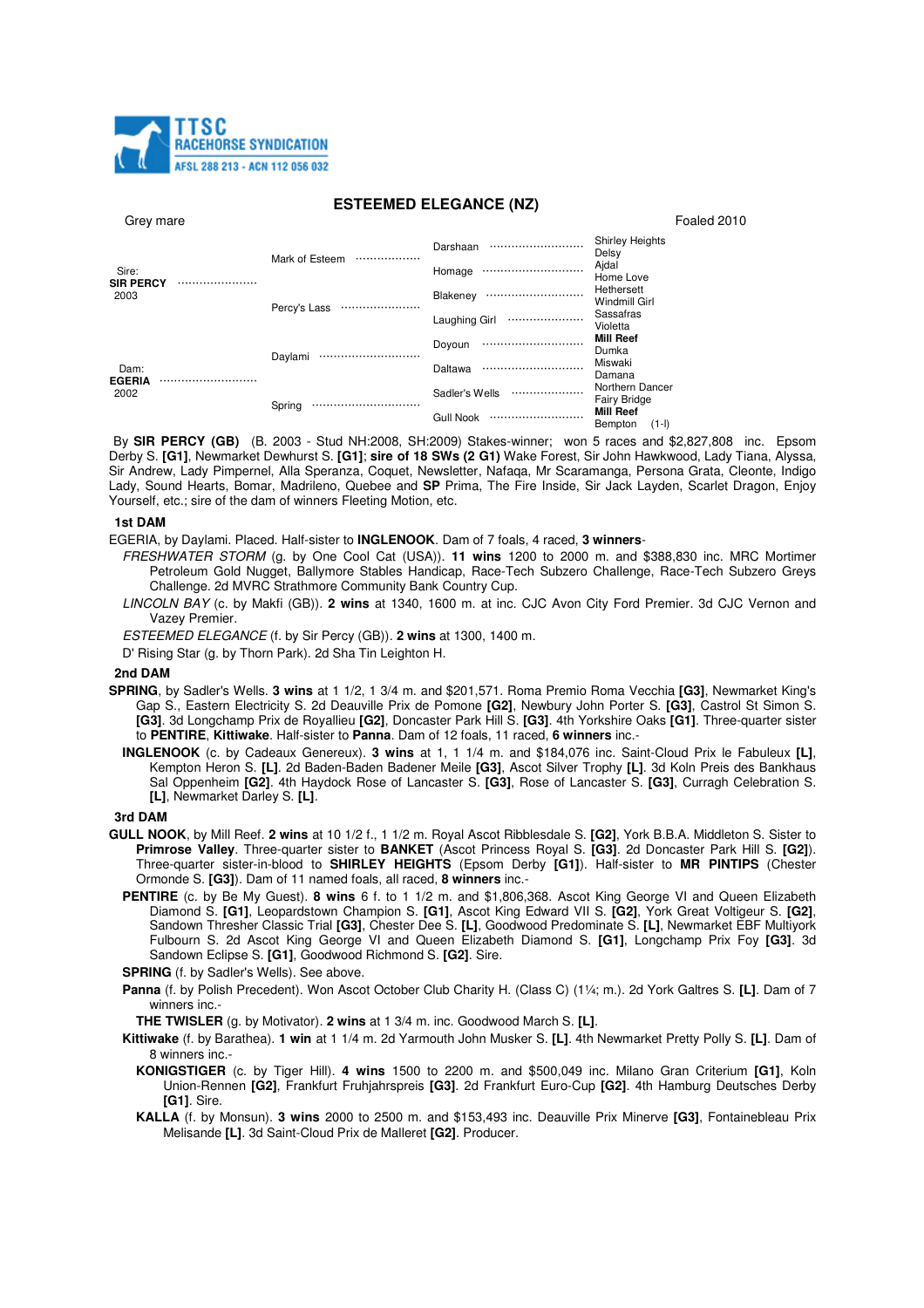TTSC RACEHORSE SYNDICATION
AFSL 288 213 - ACN 112 056 032

# ESTEEMED ELEGANCE (NZ)

Grey mare | Foaled 2010

| | | | |
|---|---|---|---|
| Sire: **SIR PERCY** 2003 | Mark of Esteem | Darshaan | Shirley Heights |
| | | | Delsy |
| | | Homage | Ajdal |
| | | | Home Love |
| | Percy's Lass | Blakeney | Hethersett |
| | | | Windmill Girl |
| | | Laughing Girl | Sassafras |
| | | | Violetta |
| Dam: **EGERIA** 2002 | Daylami | Doyoun | **Mill Reef** |
| | | | Dumka |
| | | Daltawa | Miswaki |
| | | | Damana |
| | Spring | Sadler's Wells | Northern Dancer |
| | | | Fairy Bridge |
| | | Gull Nook | **Mill Reef** |
| | | | Bempton (1-l) |

By **SIR PERCY (GB)** (B. 2003 - Stud NH:2008, SH:2009) Stakes-winner; won 5 races and $2,827,808 inc. Epsom Derby S. **[G1]**, Newmarket Dewhurst S. **[G1]**; **sire of 18 SWs (2 G1)** Wake Forest, Sir John Hawkwood, Lady Tiana, Alyssa, Sir Andrew, Lady Pimpernel, Alla Speranza, Coquet, Newsletter, Nafaqa, Mr Scaramanga, Persona Grata, Cleonte, Indigo Lady, Sound Hearts, Bomar, Madrileno, Quebee and **SP** Prima, The Fire Inside, Sir Jack Layden, Scarlet Dragon, Enjoy Yourself, etc.; sire of the dam of winners Fleeting Motion, etc.

### 1st DAM

EGERIA, by Daylami. Placed. Half-sister to **INGLENOOK**. Dam of 7 foals, 4 raced, **3 winners**-

- *FRESHWATER STORM* (g. by One Cool Cat (USA)). **11 wins** 1200 to 2000 m. and $388,830 inc. MRC Mortimer Petroleum Gold Nugget, Ballymore Stables Handicap, Race-Tech Subzero Challenge, Race-Tech Subzero Greys Challenge. 2d MVRC Strathmore Community Bank Country Cup.
- *LINCOLN BAY* (c. by Makfi (GB)). **2 wins** at 1340, 1600 m. at inc. CJC Avon City Ford Premier. 3d CJC Vernon and Vazey Premier.
- *ESTEEMED ELEGANCE* (f. by Sir Percy (GB)). **2 wins** at 1300, 1400 m.
- D' Rising Star (g. by Thorn Park). 2d Sha Tin Leighton H.

### 2nd DAM

**SPRING**, by Sadler's Wells. **3 wins** at 1 1/2, 1 3/4 m. and $201,571. Roma Premio Roma Vecchia **[G3]**, Newmarket King's Gap S., Eastern Electricity S. 2d Deauville Prix de Pomone **[G2]**, Newbury John Porter S. **[G3]**, Castrol St Simon S. **[G3]**. 3d Longchamp Prix de Royallieu **[G2]**, Doncaster Park Hill S. **[G3]**. 4th Yorkshire Oaks **[G1]**. Three-quarter sister to **PENTIRE**, **Kittiwake**. Half-sister to **Panna**. Dam of 12 foals, 11 raced, **6 winners** inc.-

- **INGLENOOK** (c. by Cadeaux Genereux). **3 wins** at 1, 1 1/4 m. and $184,076 inc. Saint-Cloud Prix le Fabuleux **[L]**, Kempton Heron S. **[L]**. 2d Baden-Baden Badener Meile **[G3]**, Ascot Silver Trophy **[L]**. 3d Koln Preis des Bankhaus Sal Oppenheim **[G2]**. 4th Haydock Rose of Lancaster S. **[G3]**, Rose of Lancaster S. **[G3]**, Curragh Celebration S. **[L]**, Newmarket Darley S. **[L]**.

### 3rd DAM

**GULL NOOK**, by Mill Reef. **2 wins** at 10 1/2 f., 1 1/2 m. Royal Ascot Ribblesdale S. **[G2]**, York B.B.A. Middleton S. Sister to **Primrose Valley**. Three-quarter sister to **BANKET** (Ascot Princess Royal S. **[G3]**. 2d Doncaster Park Hill S. **[G2]**). Three-quarter sister-in-blood to **SHIRLEY HEIGHTS** (Epsom Derby **[G1]**). Half-sister to **MR PINTIPS** (Chester Ormonde S. **[G3]**). Dam of 11 named foals, all raced, **8 winners** inc.-

- **PENTIRE** (c. by Be My Guest). **8 wins** 6 f. to 1 1/2 m. and $1,806,368. Ascot King George VI and Queen Elizabeth Diamond S. **[G1]**, Leopardstown Champion S. **[G1]**, Ascot King Edward VII S. **[G2]**, York Great Voltigeur S. **[G2]**, Sandown Thresher Classic Trial **[G3]**, Chester Dee S. **[L]**, Goodwood Predominate S. **[L]**, Newmarket EBF Multiyork Fulbourn S. 2d Ascot King George VI and Queen Elizabeth Diamond S. **[G1]**, Longchamp Prix Foy **[G3]**. 3d Sandown Eclipse S. **[G1]**, Goodwood Richmond S. **[G2]**. Sire.
- **SPRING** (f. by Sadler's Wells). See above.
- **Panna** (f. by Polish Precedent). Won Ascot October Club Charity H. (Class C) (1¼; m.). 2d York Galtres S. **[L]**. Dam of 7 winners inc.-
  - **THE TWISLER** (g. by Motivator). **2 wins** at 1 3/4 m. inc. Goodwood March S. **[L]**.
- **Kittiwake** (f. by Barathea). **1 win** at 1 1/4 m. 2d Yarmouth John Musker S. **[L]**. 4th Newmarket Pretty Polly S. **[L]**. Dam of 8 winners inc.-
  - **KONIGSTIGER** (c. by Tiger Hill). **4 wins** 1500 to 2200 m. and $500,049 inc. Milano Gran Criterium **[G1]**, Koln Union-Rennen **[G2]**, Frankfurt Fruhjahrspreis **[G3]**. 2d Frankfurt Euro-Cup **[G2]**. 4th Hamburg Deutsches Derby **[G1]**. Sire.
  - **KALLA** (f. by Monsun). **3 wins** 2000 to 2500 m. and $153,493 inc. Deauville Prix Minerve **[G3]**, Fontainebleau Prix Melisande **[L]**. 3d Saint-Cloud Prix de Malleret **[G2]**. Producer.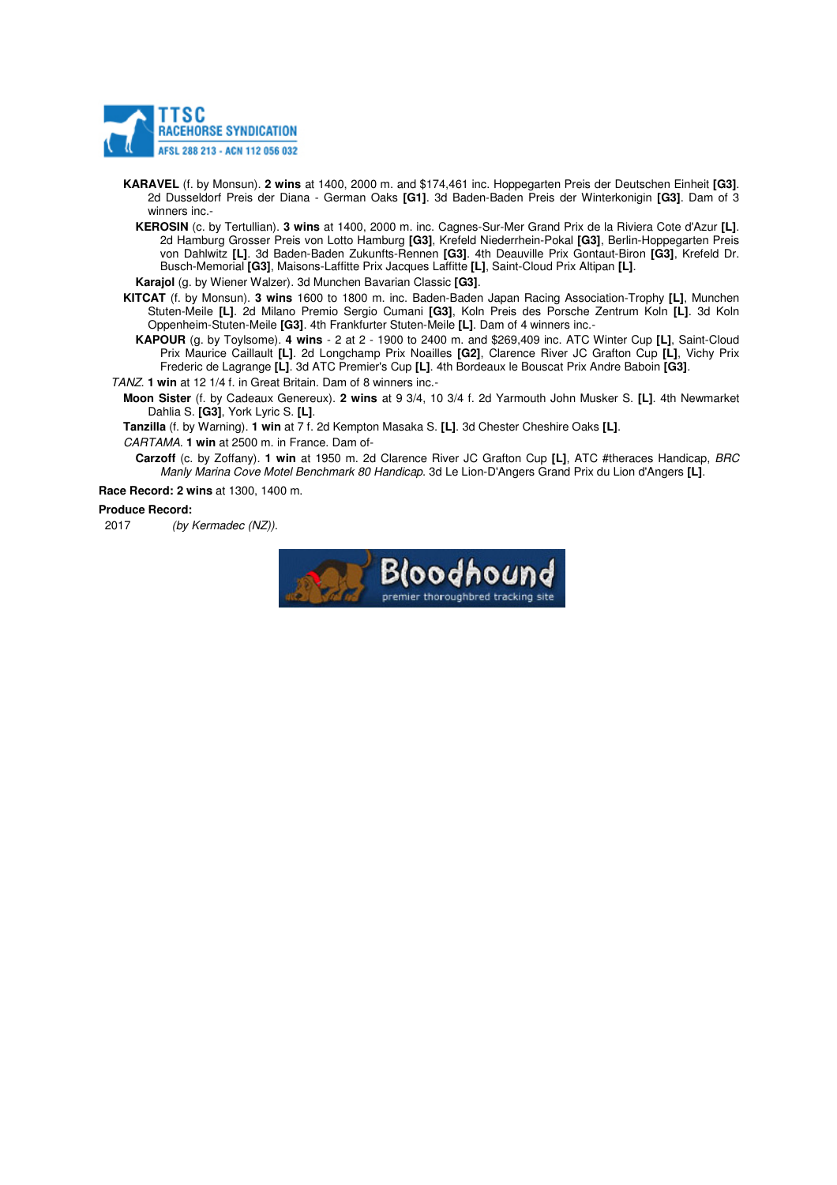**KARAVEL** (f. by Monsun). **2 wins** at 1400, 2000 m. and $174,461 inc. Hoppegarten Preis der Deutschen Einheit **[G3]**. 2d Dusseldorf Preis der Diana - German Oaks **[G1]**. 3d Baden-Baden Preis der Winterkonigin **[G3]**. Dam of 3 winners inc.-

**KEROSIN** (c. by Tertullian). **3 wins** at 1400, 2000 m. inc. Cagnes-Sur-Mer Grand Prix de la Riviera Cote d'Azur **[L]**. 2d Hamburg Grosser Preis von Lotto Hamburg **[G3]**, Krefeld Niederrhein-Pokal **[G3]**, Berlin-Hoppegarten Preis von Dahlwitz **[L]**. 3d Baden-Baden Zukunfts-Rennen **[G3]**. 4th Deauville Prix Gontaut-Biron **[G3]**, Krefeld Dr. Busch-Memorial **[G3]**, Maisons-Laffitte Prix Jacques Laffitte **[L]**, Saint-Cloud Prix Altipan **[L]**.

**Karajol** (g. by Wiener Walzer). 3d Munchen Bavarian Classic **[G3]**.

**KITCAT** (f. by Monsun). **3 wins** 1600 to 1800 m. inc. Baden-Baden Japan Racing Association-Trophy **[L]**, Munchen Stuten-Meile **[L]**. 2d Milano Premio Sergio Cumani **[G3]**, Koln Preis des Porsche Zentrum Koln **[L]**. 3d Koln Oppenheim-Stuten-Meile **[G3]**. 4th Frankfurter Stuten-Meile **[L]**. Dam of 4 winners inc.-

**KAPOUR** (g. by Toylsome). **4 wins** - 2 at 2 - 1900 to 2400 m. and $269,409 inc. ATC Winter Cup **[L]**, Saint-Cloud Prix Maurice Caillault **[L]**. 2d Longchamp Prix Noailles **[G2]**, Clarence River JC Grafton Cup **[L]**, Vichy Prix Frederic de Lagrange **[L]**. 3d ATC Premier's Cup **[L]**. 4th Bordeaux le Bouscat Prix Andre Baboin **[G3]**.

*TANZ*. **1 win** at 12 1/4 f. in Great Britain. Dam of 8 winners inc.-

**Moon Sister** (f. by Cadeaux Genereux). **2 wins** at 9 3/4, 10 3/4 f. 2d Yarmouth John Musker S. **[L]**. 4th Newmarket Dahlia S. **[G3]**, York Lyric S. **[L]**.

**Tanzilla** (f. by Warning). **1 win** at 7 f. 2d Kempton Masaka S. **[L]**. 3d Chester Cheshire Oaks **[L]**.

*CARTAMA*. **1 win** at 2500 m. in France. Dam of-

**Carzoff** (c. by Zoffany). **1 win** at 1950 m. 2d Clarence River JC Grafton Cup **[L]**, ATC #theraces Handicap, *BRC Manly Marina Cove Motel Benchmark 80 Handicap*. 3d Le Lion-D'Angers Grand Prix du Lion d'Angers **[L]**.

**Race Record: 2 wins** at 1300, 1400 m.

**Produce Record:**

2017 *(by Kermadec (NZ)).*